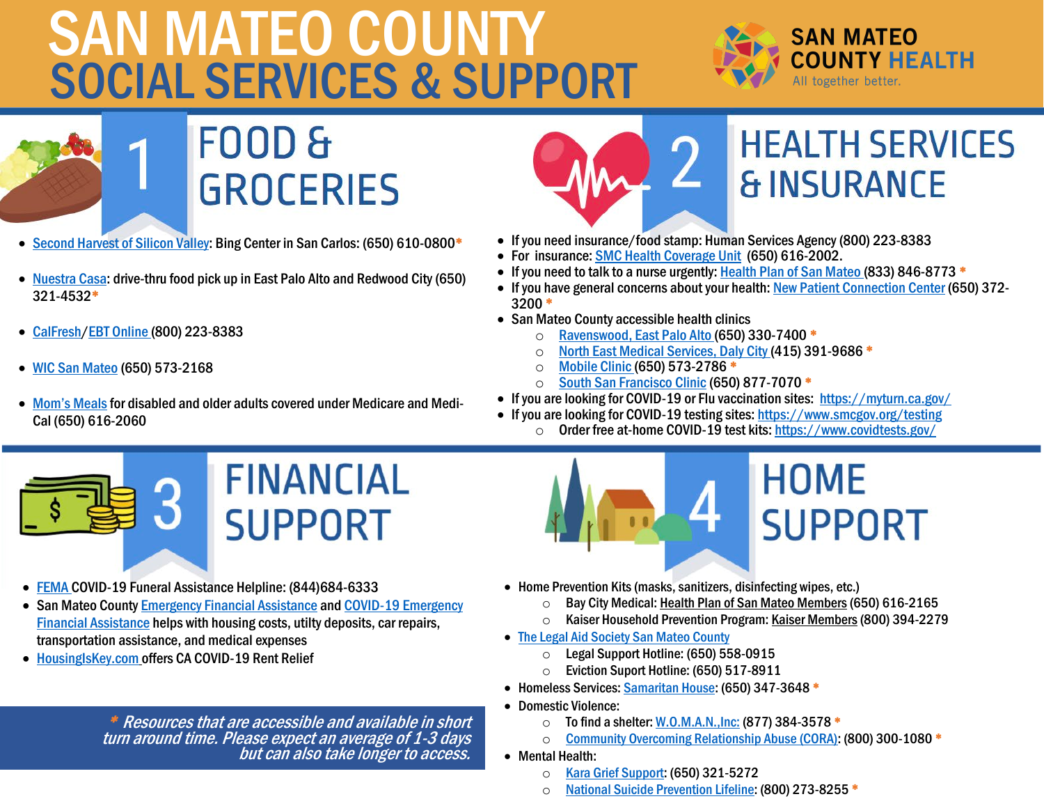# SAN MATEO COUNTY
# SOCIAL SERVICES & SUPPORT

SAN MATEO COUNTY HEALTH
All together better.

## 1 FOOD & GROCERIES

- Second Harvest of Silicon Valley: Bing Center in San Carlos: (650) 610-0800*
- Nuestra Casa: drive-thru food pick up in East Palo Alto and Redwood City (650) 321-4532*
- CalFresh/EBT Online (800) 223-8383
- WIC San Mateo (650) 573-2168
- Mom's Meals for disabled and older adults covered under Medicare and Medi-Cal (650) 616-2060

## 2 HEALTH SERVICES & INSURANCE

- If you need insurance/food stamp: Human Services Agency (800) 223-8383
- For insurance: SMC Health Coverage Unit (650) 616-2002.
- If you need to talk to a nurse urgently: Health Plan of San Mateo (833) 846-8773 *
- If you have general concerns about your health: New Patient Connection Center (650) 372-3200 *
- San Mateo County accessible health clinics
  - Ravenswood, East Palo Alto (650) 330-7400 *
  - North East Medical Services, Daly City (415) 391-9686 *
  - Mobile Clinic (650) 573-2786 *
  - South San Francisco Clinic (650) 877-7070 *
- If you are looking for COVID-19 or Flu vaccination sites: https://myturn.ca.gov/
- If you are looking for COVID-19 testing sites: https://www.smcgov.org/testing
  - Order free at-home COVID-19 test kits: https://www.covidtests.gov/

## 3 FINANCIAL SUPPORT

- FEMA COVID-19 Funeral Assistance Helpline: (844)684-6333
- San Mateo County Emergency Financial Assistance and COVID-19 Emergency Financial Assistance helps with housing costs, utilty deposits, car repairs, transportation assistance, and medical expenses
- HousingIsKey.com offers CA COVID-19 Rent Relief

*\* Resources that are accessible and available in short turn around time. Please expect an average of 1-3 days but can also take longer to access.*

## 4 HOME SUPPORT

- Home Prevention Kits (masks, sanitizers, disinfecting wipes, etc.)
  - Bay City Medical: Health Plan of San Mateo Members (650) 616-2165
  - Kaiser Household Prevention Program: Kaiser Members (800) 394-2279
- The Legal Aid Society San Mateo County
  - Legal Support Hotline: (650) 558-0915
  - Eviction Suport Hotline: (650) 517-8911
- Homeless Services: Samaritan House: (650) 347-3648 *
- Domestic Violence:
  - To find a shelter: W.O.M.A.N.,Inc: (877) 384-3578 *
  - Community Overcoming Relationship Abuse (CORA): (800) 300-1080 *
- Mental Health:
  - Kara Grief Support: (650) 321-5272
  - National Suicide Prevention Lifeline: (800) 273-8255 *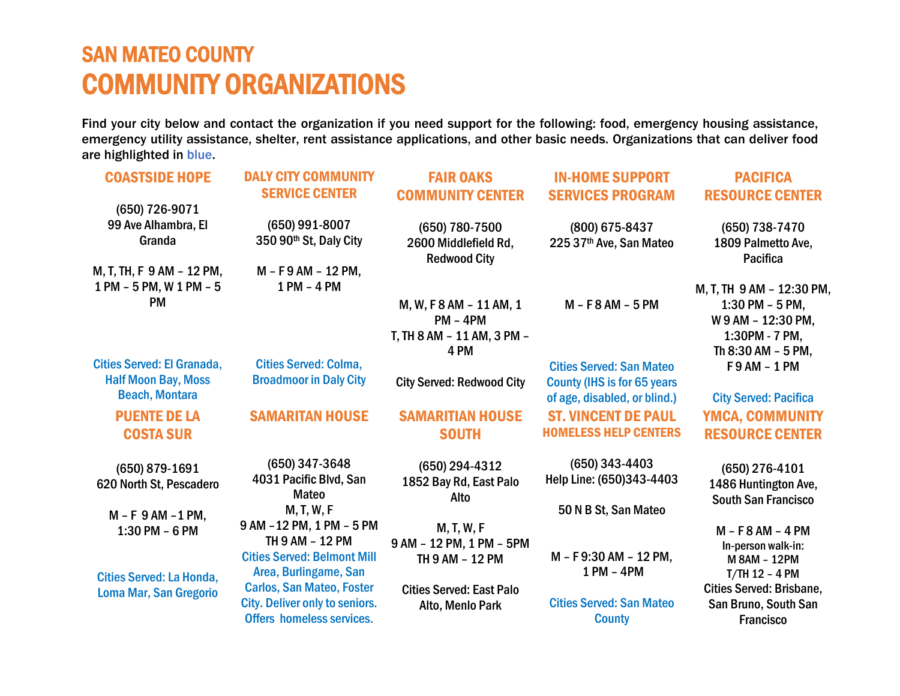# SAN MATEO COUNTY
# COMMUNITY ORGANIZATIONS

Find your city below and contact the organization if you need support for the following: food, emergency housing assistance, emergency utility assistance, shelter, rent assistance applications, and other basic needs. Organizations that can deliver food are highlighted in blue.

### COASTSIDE HOPE

(650) 726-9071
99 Ave Alhambra, El Granda

M, T, TH, F 9 AM – 12 PM, 1 PM – 5 PM, W 1 PM – 5 PM

Cities Served: El Granada, Half Moon Bay, Moss Beach, Montara

### DALY CITY COMMUNITY SERVICE CENTER

(650) 991-8007
350 90th St, Daly City

M – F 9 AM – 12 PM, 1 PM – 4 PM

Cities Served: Colma, Broadmoor in Daly City

### FAIR OAKS COMMUNITY CENTER

(650) 780-7500
2600 Middlefield Rd, Redwood City

M, W, F 8 AM – 11 AM, 1 PM – 4PM
T, TH 8 AM – 11 AM, 3 PM – 4 PM

City Served: Redwood City

### IN-HOME SUPPORT SERVICES PROGRAM

(800) 675-8437
225 37th Ave, San Mateo

M – F 8 AM – 5 PM

Cities Served: San Mateo County (IHS is for 65 years of age, disabled, or blind.)

### PACIFICA RESOURCE CENTER

(650) 738-7470
1809 Palmetto Ave, Pacifica

M, T, TH 9 AM – 12:30 PM, 1:30 PM – 5 PM,
W 9 AM – 12:30 PM, 1:30PM - 7 PM,
Th 8:30 AM – 5 PM,
F 9 AM – 1 PM

City Served: Pacifica

### PUENTE DE LA COSTA SUR

(650) 879-1691
620 North St, Pescadero

M – F 9 AM –1 PM, 1:30 PM – 6 PM

Cities Served: La Honda, Loma Mar, San Gregorio

### SAMARITAN HOUSE

(650) 347-3648
4031 Pacific Blvd, San Mateo
M, T, W, F
9 AM –12 PM, 1 PM – 5 PM
TH 9 AM – 12 PM
Cities Served: Belmont Mill Area, Burlingame, San Carlos, San Mateo, Foster City. Deliver only to seniors. Offers homeless services.

### SAMARITIAN HOUSE SOUTH

(650) 294-4312
1852 Bay Rd, East Palo Alto

M, T, W, F
9 AM – 12 PM, 1 PM – 5PM
TH 9 AM – 12 PM

Cities Served: East Palo Alto, Menlo Park

### ST. VINCENT DE PAUL HOMELESS HELP CENTERS

(650) 343-4403
Help Line: (650)343-4403

50 N B St, San Mateo

M – F 9:30 AM – 12 PM, 1 PM – 4PM

Cities Served: San Mateo County

### YMCA, COMMUNITY RESOURCE CENTER

(650) 276-4101
1486 Huntington Ave, South San Francisco

M – F 8 AM – 4 PM
In-person walk-in:
M 8AM – 12PM
T/TH 12 – 4 PM
Cities Served: Brisbane, San Bruno, South San Francisco